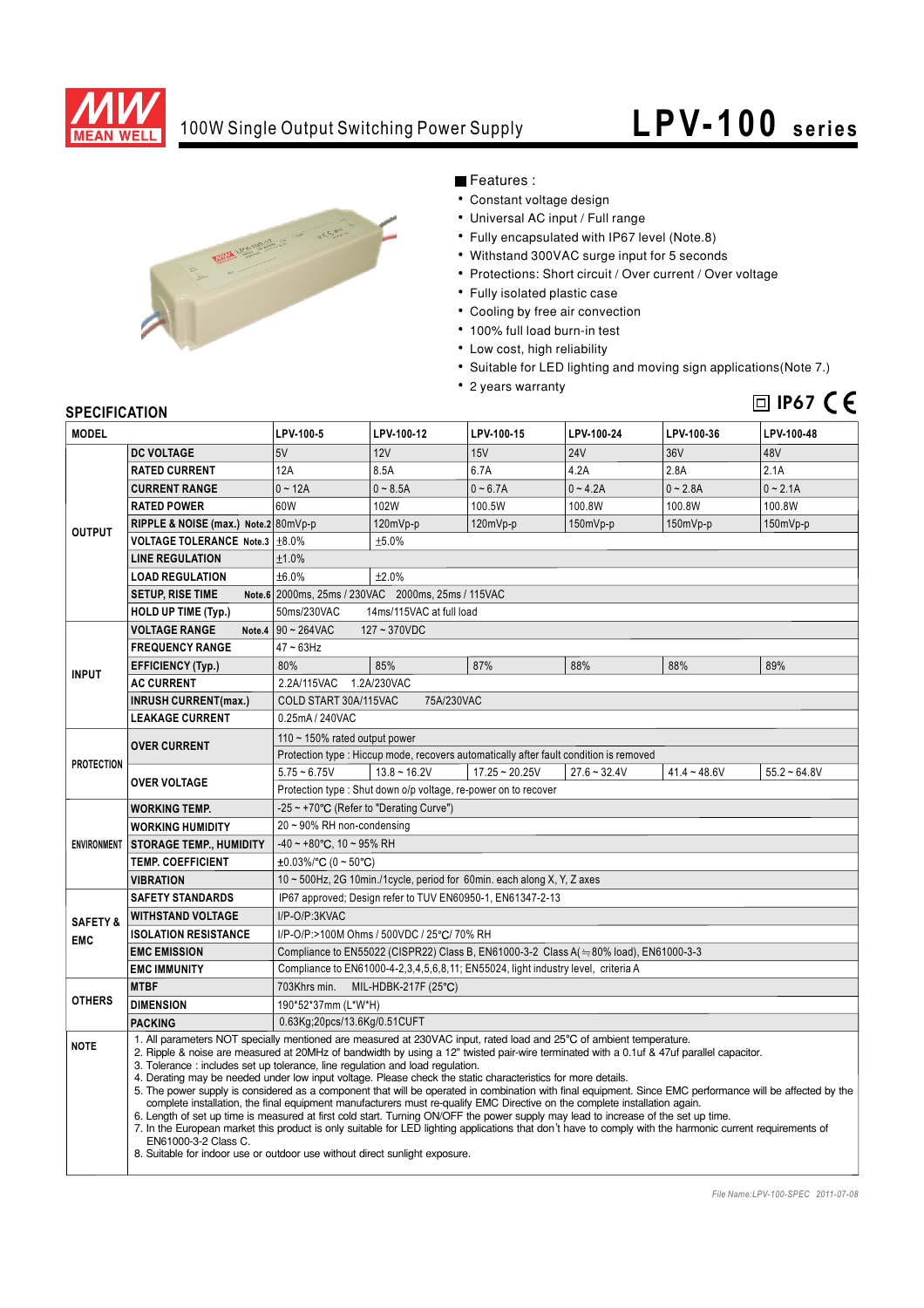# 100W Single Output Switching Power Supply

## LPV-100 series

**Features :**

- Constant voltage design
- Universal AC input / Full range
- Fully encapsulated with IP67 level (Note.8)
- Withstand 300VAC surge input for 5 seconds
- Protections: Short circuit / Over current / Over voltage
- Fully isolated plastic case
- Cooling by free air convection
- 100% full load burn-in test
- Low cost, high reliability
- Suitable for LED lighting and moving sign applications(Note 7.)
- 2 years warranty

IP67 CE

## SPECIFICATION

| MODEL | | LPV-100-5 | LPV-100-12 | LPV-100-15 | LPV-100-24 | LPV-100-36 | LPV-100-48 |
|---|---|---|---|---|---|---|---|
| OUTPUT | DC VOLTAGE | 5V | 12V | 15V | 24V | 36V | 48V |
| | RATED CURRENT | 12A | 8.5A | 6.7A | 4.2A | 2.8A | 2.1A |
| | CURRENT RANGE | 0 ~ 12A | 0 ~ 8.5A | 0 ~ 6.7A | 0 ~ 4.2A | 0 ~ 2.8A | 0 ~ 2.1A |
| | RATED POWER | 60W | 102W | 100.5W | 100.8W | 100.8W | 100.8W |
| | RIPPLE & NOISE (max.) Note.2 | 80mVp-p | 120mVp-p | 120mVp-p | 150mVp-p | 150mVp-p | 150mVp-p |
| | VOLTAGE TOLERANCE Note.3 | ±8.0% | ±5.0% | | | | |
| | LINE REGULATION | ±1.0% | | | | | |
| | LOAD REGULATION | ±6.0% | ±2.0% | | | | |
| | SETUP, RISE TIME Note.6 | 2000ms, 25ms / 230VAC 2000ms, 25ms / 115VAC | | | | | |
| | HOLD UP TIME (Typ.) | 50ms/230VAC 14ms/115VAC at full load | | | | | |
| INPUT | VOLTAGE RANGE Note.4 | 90 ~ 264VAC 127 ~ 370VDC | | | | | |
| | FREQUENCY RANGE | 47 ~ 63Hz | | | | | |
| | EFFICIENCY (Typ.) | 80% | 85% | 87% | 88% | 88% | 89% |
| | AC CURRENT | 2.2A/115VAC 1.2A/230VAC | | | | | |
| | INRUSH CURRENT(max.) | COLD START 30A/115VAC 75A/230VAC | | | | | |
| | LEAKAGE CURRENT | 0.25mA / 240VAC | | | | | |
| PROTECTION | OVER CURRENT | 110 ~ 150% rated output power | | | | | |
| | | Protection type : Hiccup mode, recovers automatically after fault condition is removed | | | | | |
| | OVER VOLTAGE | 5.75 ~ 6.75V | 13.8 ~ 16.2V | 17.25 ~ 20.25V | 27.6 ~ 32.4V | 41.4 ~ 48.6V | 55.2 ~ 64.8V |
| | | Protection type : Shut down o/p voltage, re-power on to recover | | | | | |
| ENVIRONMENT | WORKING TEMP. | -25 ~ +70℃ (Refer to "Derating Curve") | | | | | |
| | WORKING HUMIDITY | 20 ~ 90% RH non-condensing | | | | | |
| | STORAGE TEMP., HUMIDITY | -40 ~ +80℃, 10 ~ 95% RH | | | | | |
| | TEMP. COEFFICIENT | ±0.03%/℃ (0 ~ 50℃) | | | | | |
| | VIBRATION | 10 ~ 500Hz, 2G 10min./1cycle, period for 60min. each along X, Y, Z axes | | | | | |
| SAFETY & EMC | SAFETY STANDARDS | IP67 approved; Design refer to TUV EN60950-1, EN61347-2-13 | | | | | |
| | WITHSTAND VOLTAGE | I/P-O/P:3KVAC | | | | | |
| | ISOLATION RESISTANCE | I/P-O/P:>100M Ohms / 500VDC / 25℃/ 70% RH | | | | | |
| | EMC EMISSION | Compliance to EN55022 (CISPR22) Class B, EN61000-3-2 Class A( ≒80% load), EN61000-3-3 | | | | | |
| | EMC IMMUNITY | Compliance to EN61000-4-2,3,4,5,6,8,11; EN55024, light industry level, criteria A | | | | | |
| OTHERS | MTBF | 703Khrs min. MIL-HDBK-217F (25℃) | | | | | |
| | DIMENSION | 190*52*37mm (L*W*H) | | | | | |
| | PACKING | 0.63Kg;20pcs/13.6Kg/0.51CUFT | | | | | |

**NOTE**

1. All parameters NOT specially mentioned are measured at 230VAC input, rated load and 25℃ of ambient temperature.
2. Ripple & noise are measured at 20MHz of bandwidth by using a 12" twisted pair-wire terminated with a 0.1uf & 47uf parallel capacitor.
3. Tolerance : includes set up tolerance, line regulation and load regulation.
4. Derating may be needed under low input voltage. Please check the static characteristics for more details.
5. The power supply is considered as a component that will be operated in combination with final equipment. Since EMC performance will be affected by the complete installation, the final equipment manufacturers must re-qualify EMC Directive on the complete installation again.
6. Length of set up time is measured at first cold start. Turning ON/OFF the power supply may lead to increase of the set up time.
7. In the European market this product is only suitable for LED lighting applications that don't have to comply with the harmonic current requirements of EN61000-3-2 Class C.
8. Suitable for indoor use or outdoor use without direct sunlight exposure.

*File Name:LPV-100-SPEC 2011-07-08*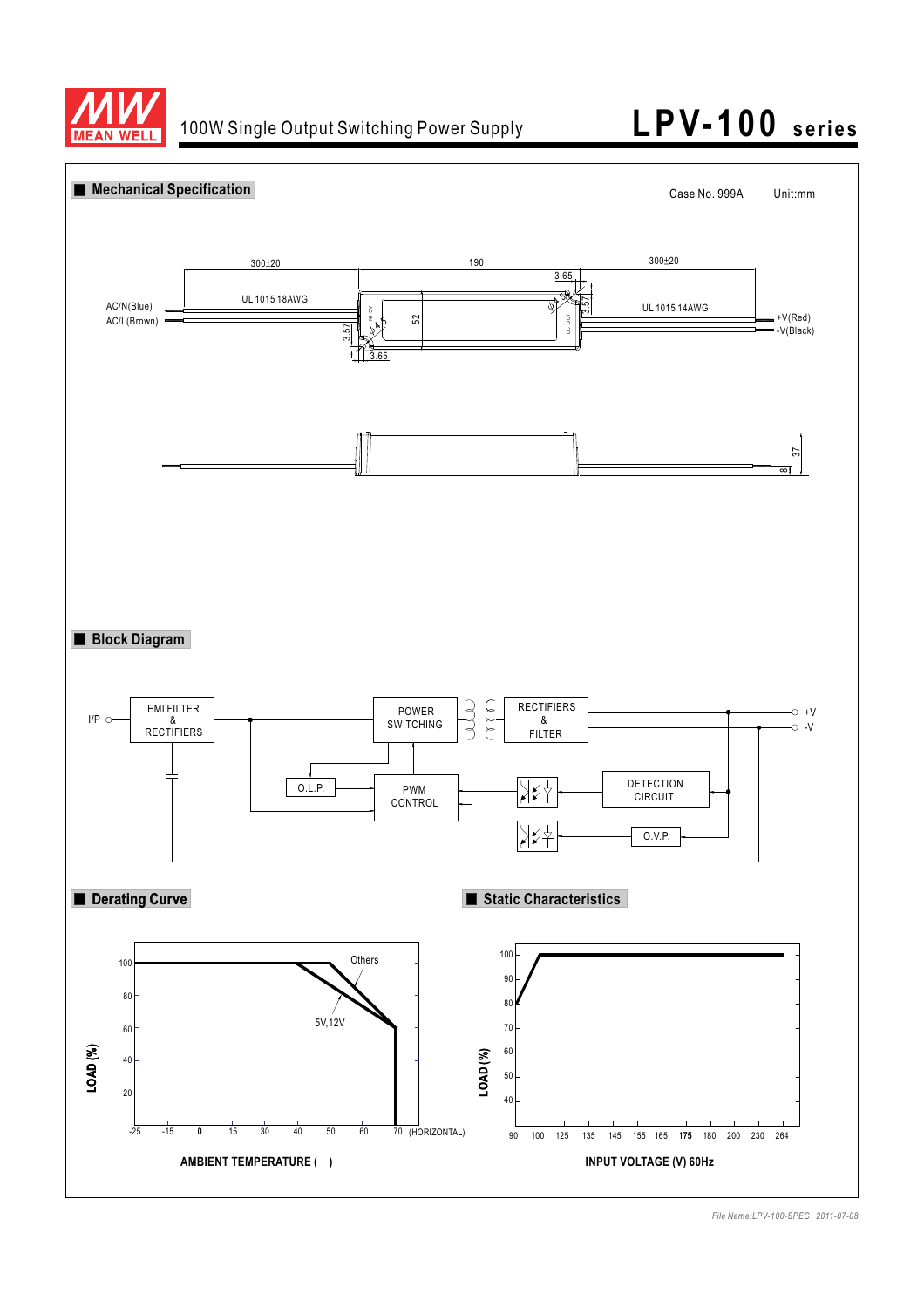# 100W Single Output Switching Power Supply

# LPV-100 series

## Mechanical Specification

Case No. 999A Unit:mm

300±20
190
300±20
3.65
UL 1015 18AWG
UL 1015 14AWG
AC/N(Blue)
AC/L(Brown)
+V(Red)
-V(Black)
3.57
52
3.57
3.65
37
8

## Block Diagram

I/P
EMI FILTER & RECTIFIERS
POWER SWITCHING
RECTIFIERS & FILTER
+V
-V
O.L.P.
PWM CONTROL
DETECTION CIRCUIT
O.V.P.

## Derating Curve

LOAD (%)
100
80
60
40
20
Others
5V,12V
-25 -15 0 15 30 40 50 60 70 (HORIZONTAL)
AMBIENT TEMPERATURE ( )

## Static Characteristics

LOAD (%)
100
90
80
70
60
50
40
90 100 125 135 145 155 165 175 180 200 230 264
INPUT VOLTAGE (V) 60Hz

File Name:LPV-100-SPEC 2011-07-08